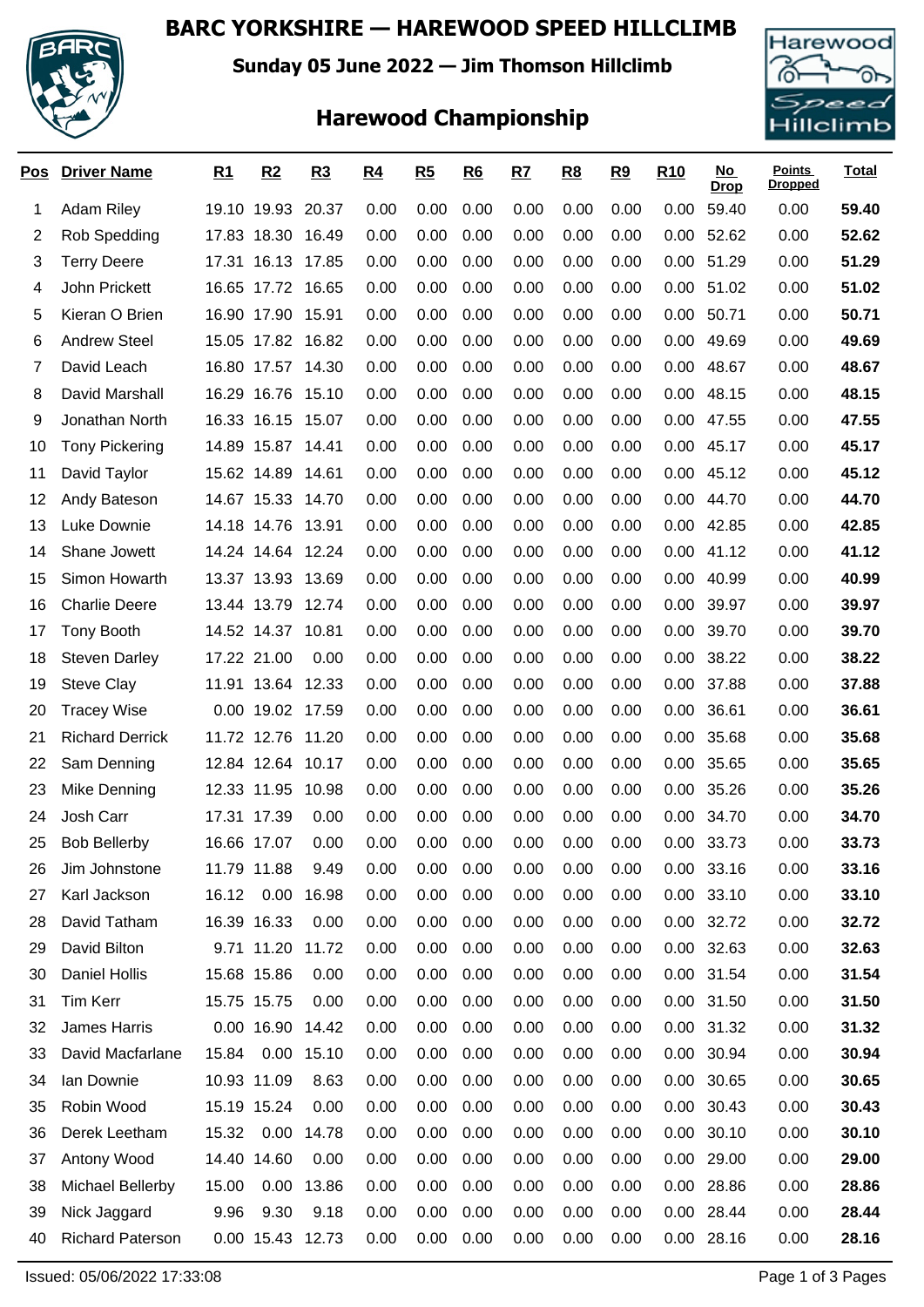# BARC YORKSHIRE — HAREWOOD SPEED HILLCLIMB

**Sunday 05 June 2022 — Jim Thomson Hillclimb**

## Harewood Championship

| Pos | Driver Name | R1 | R2 | R3 | R4 | R5 | R6 | R7 | R8 | R9 | R10 | No Drop | Points Dropped | Total |
|---|---|---|---|---|---|---|---|---|---|---|---|---|---|---|
| 1 | Adam Riley | 19.10 | 19.93 | 20.37 | 0.00 | 0.00 | 0.00 | 0.00 | 0.00 | 0.00 | 0.00 | 59.40 | 0.00 | **59.40** |
| 2 | Rob Spedding | 17.83 | 18.30 | 16.49 | 0.00 | 0.00 | 0.00 | 0.00 | 0.00 | 0.00 | 0.00 | 52.62 | 0.00 | **52.62** |
| 3 | Terry Deere | 17.31 | 16.13 | 17.85 | 0.00 | 0.00 | 0.00 | 0.00 | 0.00 | 0.00 | 0.00 | 51.29 | 0.00 | **51.29** |
| 4 | John Prickett | 16.65 | 17.72 | 16.65 | 0.00 | 0.00 | 0.00 | 0.00 | 0.00 | 0.00 | 0.00 | 51.02 | 0.00 | **51.02** |
| 5 | Kieran O Brien | 16.90 | 17.90 | 15.91 | 0.00 | 0.00 | 0.00 | 0.00 | 0.00 | 0.00 | 0.00 | 50.71 | 0.00 | **50.71** |
| 6 | Andrew Steel | 15.05 | 17.82 | 16.82 | 0.00 | 0.00 | 0.00 | 0.00 | 0.00 | 0.00 | 0.00 | 49.69 | 0.00 | **49.69** |
| 7 | David Leach | 16.80 | 17.57 | 14.30 | 0.00 | 0.00 | 0.00 | 0.00 | 0.00 | 0.00 | 0.00 | 48.67 | 0.00 | **48.67** |
| 8 | David Marshall | 16.29 | 16.76 | 15.10 | 0.00 | 0.00 | 0.00 | 0.00 | 0.00 | 0.00 | 0.00 | 48.15 | 0.00 | **48.15** |
| 9 | Jonathan North | 16.33 | 16.15 | 15.07 | 0.00 | 0.00 | 0.00 | 0.00 | 0.00 | 0.00 | 0.00 | 47.55 | 0.00 | **47.55** |
| 10 | Tony Pickering | 14.89 | 15.87 | 14.41 | 0.00 | 0.00 | 0.00 | 0.00 | 0.00 | 0.00 | 0.00 | 45.17 | 0.00 | **45.17** |
| 11 | David Taylor | 15.62 | 14.89 | 14.61 | 0.00 | 0.00 | 0.00 | 0.00 | 0.00 | 0.00 | 0.00 | 45.12 | 0.00 | **45.12** |
| 12 | Andy Bateson | 14.67 | 15.33 | 14.70 | 0.00 | 0.00 | 0.00 | 0.00 | 0.00 | 0.00 | 0.00 | 44.70 | 0.00 | **44.70** |
| 13 | Luke Downie | 14.18 | 14.76 | 13.91 | 0.00 | 0.00 | 0.00 | 0.00 | 0.00 | 0.00 | 0.00 | 42.85 | 0.00 | **42.85** |
| 14 | Shane Jowett | 14.24 | 14.64 | 12.24 | 0.00 | 0.00 | 0.00 | 0.00 | 0.00 | 0.00 | 0.00 | 41.12 | 0.00 | **41.12** |
| 15 | Simon Howarth | 13.37 | 13.93 | 13.69 | 0.00 | 0.00 | 0.00 | 0.00 | 0.00 | 0.00 | 0.00 | 40.99 | 0.00 | **40.99** |
| 16 | Charlie Deere | 13.44 | 13.79 | 12.74 | 0.00 | 0.00 | 0.00 | 0.00 | 0.00 | 0.00 | 0.00 | 39.97 | 0.00 | **39.97** |
| 17 | Tony Booth | 14.52 | 14.37 | 10.81 | 0.00 | 0.00 | 0.00 | 0.00 | 0.00 | 0.00 | 0.00 | 39.70 | 0.00 | **39.70** |
| 18 | Steven Darley | 17.22 | 21.00 | 0.00 | 0.00 | 0.00 | 0.00 | 0.00 | 0.00 | 0.00 | 0.00 | 38.22 | 0.00 | **38.22** |
| 19 | Steve Clay | 11.91 | 13.64 | 12.33 | 0.00 | 0.00 | 0.00 | 0.00 | 0.00 | 0.00 | 0.00 | 37.88 | 0.00 | **37.88** |
| 20 | Tracey Wise | 0.00 | 19.02 | 17.59 | 0.00 | 0.00 | 0.00 | 0.00 | 0.00 | 0.00 | 0.00 | 36.61 | 0.00 | **36.61** |
| 21 | Richard Derrick | 11.72 | 12.76 | 11.20 | 0.00 | 0.00 | 0.00 | 0.00 | 0.00 | 0.00 | 0.00 | 35.68 | 0.00 | **35.68** |
| 22 | Sam Denning | 12.84 | 12.64 | 10.17 | 0.00 | 0.00 | 0.00 | 0.00 | 0.00 | 0.00 | 0.00 | 35.65 | 0.00 | **35.65** |
| 23 | Mike Denning | 12.33 | 11.95 | 10.98 | 0.00 | 0.00 | 0.00 | 0.00 | 0.00 | 0.00 | 0.00 | 35.26 | 0.00 | **35.26** |
| 24 | Josh Carr | 17.31 | 17.39 | 0.00 | 0.00 | 0.00 | 0.00 | 0.00 | 0.00 | 0.00 | 0.00 | 34.70 | 0.00 | **34.70** |
| 25 | Bob Bellerby | 16.66 | 17.07 | 0.00 | 0.00 | 0.00 | 0.00 | 0.00 | 0.00 | 0.00 | 0.00 | 33.73 | 0.00 | **33.73** |
| 26 | Jim Johnstone | 11.79 | 11.88 | 9.49 | 0.00 | 0.00 | 0.00 | 0.00 | 0.00 | 0.00 | 0.00 | 33.16 | 0.00 | **33.16** |
| 27 | Karl Jackson | 16.12 | 0.00 | 16.98 | 0.00 | 0.00 | 0.00 | 0.00 | 0.00 | 0.00 | 0.00 | 33.10 | 0.00 | **33.10** |
| 28 | David Tatham | 16.39 | 16.33 | 0.00 | 0.00 | 0.00 | 0.00 | 0.00 | 0.00 | 0.00 | 0.00 | 32.72 | 0.00 | **32.72** |
| 29 | David Bilton | 9.71 | 11.20 | 11.72 | 0.00 | 0.00 | 0.00 | 0.00 | 0.00 | 0.00 | 0.00 | 32.63 | 0.00 | **32.63** |
| 30 | Daniel Hollis | 15.68 | 15.86 | 0.00 | 0.00 | 0.00 | 0.00 | 0.00 | 0.00 | 0.00 | 0.00 | 31.54 | 0.00 | **31.54** |
| 31 | Tim Kerr | 15.75 | 15.75 | 0.00 | 0.00 | 0.00 | 0.00 | 0.00 | 0.00 | 0.00 | 0.00 | 31.50 | 0.00 | **31.50** |
| 32 | James Harris | 0.00 | 16.90 | 14.42 | 0.00 | 0.00 | 0.00 | 0.00 | 0.00 | 0.00 | 0.00 | 31.32 | 0.00 | **31.32** |
| 33 | David Macfarlane | 15.84 | 0.00 | 15.10 | 0.00 | 0.00 | 0.00 | 0.00 | 0.00 | 0.00 | 0.00 | 30.94 | 0.00 | **30.94** |
| 34 | Ian Downie | 10.93 | 11.09 | 8.63 | 0.00 | 0.00 | 0.00 | 0.00 | 0.00 | 0.00 | 0.00 | 30.65 | 0.00 | **30.65** |
| 35 | Robin Wood | 15.19 | 15.24 | 0.00 | 0.00 | 0.00 | 0.00 | 0.00 | 0.00 | 0.00 | 0.00 | 30.43 | 0.00 | **30.43** |
| 36 | Derek Leetham | 15.32 | 0.00 | 14.78 | 0.00 | 0.00 | 0.00 | 0.00 | 0.00 | 0.00 | 0.00 | 30.10 | 0.00 | **30.10** |
| 37 | Antony Wood | 14.40 | 14.60 | 0.00 | 0.00 | 0.00 | 0.00 | 0.00 | 0.00 | 0.00 | 0.00 | 29.00 | 0.00 | **29.00** |
| 38 | Michael Bellerby | 15.00 | 0.00 | 13.86 | 0.00 | 0.00 | 0.00 | 0.00 | 0.00 | 0.00 | 0.00 | 28.86 | 0.00 | **28.86** |
| 39 | Nick Jaggard | 9.96 | 9.30 | 9.18 | 0.00 | 0.00 | 0.00 | 0.00 | 0.00 | 0.00 | 0.00 | 28.44 | 0.00 | **28.44** |
| 40 | Richard Paterson | 0.00 | 15.43 | 12.73 | 0.00 | 0.00 | 0.00 | 0.00 | 0.00 | 0.00 | 0.00 | 28.16 | 0.00 | **28.16** |

Issued: 05/06/2022 17:33:08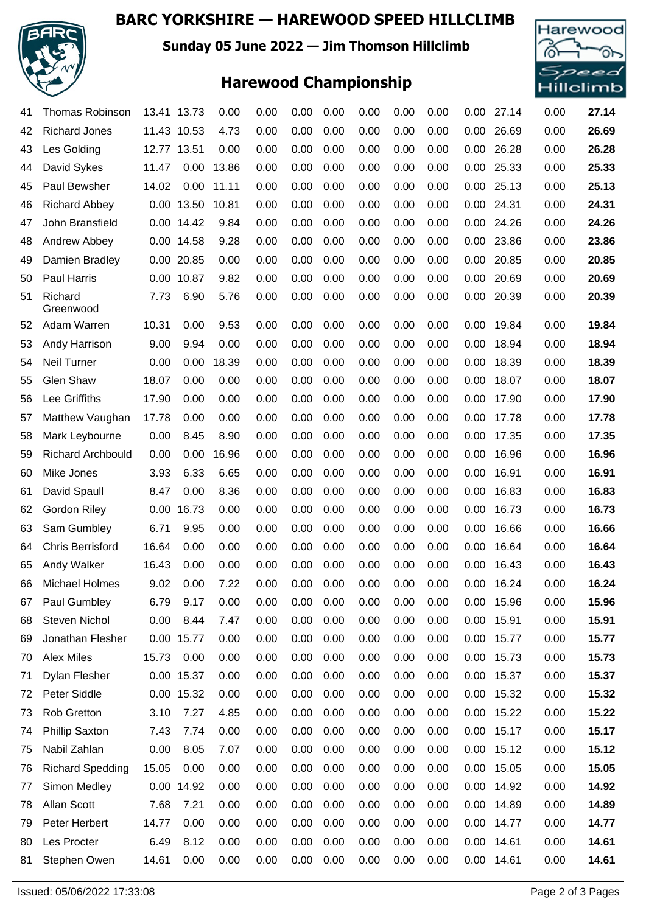# BARC YORKSHIRE — HAREWOOD SPEED HILLCLIMB

**Sunday 05 June 2022 — Jim Thomson Hillclimb**

## Harewood Championship

| | | | | | | | | | | | | | | |
|---|---|---|---|---|---|---|---|---|---|---|---|---|---|---|
| 41 | Thomas Robinson | 13.41 | 13.73 | 0.00 | 0.00 | 0.00 | 0.00 | 0.00 | 0.00 | 0.00 | 0.00 | 27.14 | 0.00 | **27.14** |
| 42 | Richard Jones | 11.43 | 10.53 | 4.73 | 0.00 | 0.00 | 0.00 | 0.00 | 0.00 | 0.00 | 0.00 | 26.69 | 0.00 | **26.69** |
| 43 | Les Golding | 12.77 | 13.51 | 0.00 | 0.00 | 0.00 | 0.00 | 0.00 | 0.00 | 0.00 | 0.00 | 26.28 | 0.00 | **26.28** |
| 44 | David Sykes | 11.47 | 0.00 | 13.86 | 0.00 | 0.00 | 0.00 | 0.00 | 0.00 | 0.00 | 0.00 | 25.33 | 0.00 | **25.33** |
| 45 | Paul Bewsher | 14.02 | 0.00 | 11.11 | 0.00 | 0.00 | 0.00 | 0.00 | 0.00 | 0.00 | 0.00 | 25.13 | 0.00 | **25.13** |
| 46 | Richard Abbey | 0.00 | 13.50 | 10.81 | 0.00 | 0.00 | 0.00 | 0.00 | 0.00 | 0.00 | 0.00 | 24.31 | 0.00 | **24.31** |
| 47 | John Bransfield | 0.00 | 14.42 | 9.84 | 0.00 | 0.00 | 0.00 | 0.00 | 0.00 | 0.00 | 0.00 | 24.26 | 0.00 | **24.26** |
| 48 | Andrew Abbey | 0.00 | 14.58 | 9.28 | 0.00 | 0.00 | 0.00 | 0.00 | 0.00 | 0.00 | 0.00 | 23.86 | 0.00 | **23.86** |
| 49 | Damien Bradley | 0.00 | 20.85 | 0.00 | 0.00 | 0.00 | 0.00 | 0.00 | 0.00 | 0.00 | 0.00 | 20.85 | 0.00 | **20.85** |
| 50 | Paul Harris | 0.00 | 10.87 | 9.82 | 0.00 | 0.00 | 0.00 | 0.00 | 0.00 | 0.00 | 0.00 | 20.69 | 0.00 | **20.69** |
| 51 | Richard Greenwood | 7.73 | 6.90 | 5.76 | 0.00 | 0.00 | 0.00 | 0.00 | 0.00 | 0.00 | 0.00 | 20.39 | 0.00 | **20.39** |
| 52 | Adam Warren | 10.31 | 0.00 | 9.53 | 0.00 | 0.00 | 0.00 | 0.00 | 0.00 | 0.00 | 0.00 | 19.84 | 0.00 | **19.84** |
| 53 | Andy Harrison | 9.00 | 9.94 | 0.00 | 0.00 | 0.00 | 0.00 | 0.00 | 0.00 | 0.00 | 0.00 | 18.94 | 0.00 | **18.94** |
| 54 | Neil Turner | 0.00 | 0.00 | 18.39 | 0.00 | 0.00 | 0.00 | 0.00 | 0.00 | 0.00 | 0.00 | 18.39 | 0.00 | **18.39** |
| 55 | Glen Shaw | 18.07 | 0.00 | 0.00 | 0.00 | 0.00 | 0.00 | 0.00 | 0.00 | 0.00 | 0.00 | 18.07 | 0.00 | **18.07** |
| 56 | Lee Griffiths | 17.90 | 0.00 | 0.00 | 0.00 | 0.00 | 0.00 | 0.00 | 0.00 | 0.00 | 0.00 | 17.90 | 0.00 | **17.90** |
| 57 | Matthew Vaughan | 17.78 | 0.00 | 0.00 | 0.00 | 0.00 | 0.00 | 0.00 | 0.00 | 0.00 | 0.00 | 17.78 | 0.00 | **17.78** |
| 58 | Mark Leybourne | 0.00 | 8.45 | 8.90 | 0.00 | 0.00 | 0.00 | 0.00 | 0.00 | 0.00 | 0.00 | 17.35 | 0.00 | **17.35** |
| 59 | Richard Archbould | 0.00 | 0.00 | 16.96 | 0.00 | 0.00 | 0.00 | 0.00 | 0.00 | 0.00 | 0.00 | 16.96 | 0.00 | **16.96** |
| 60 | Mike Jones | 3.93 | 6.33 | 6.65 | 0.00 | 0.00 | 0.00 | 0.00 | 0.00 | 0.00 | 0.00 | 16.91 | 0.00 | **16.91** |
| 61 | David Spaull | 8.47 | 0.00 | 8.36 | 0.00 | 0.00 | 0.00 | 0.00 | 0.00 | 0.00 | 0.00 | 16.83 | 0.00 | **16.83** |
| 62 | Gordon Riley | 0.00 | 16.73 | 0.00 | 0.00 | 0.00 | 0.00 | 0.00 | 0.00 | 0.00 | 0.00 | 16.73 | 0.00 | **16.73** |
| 63 | Sam Gumbley | 6.71 | 9.95 | 0.00 | 0.00 | 0.00 | 0.00 | 0.00 | 0.00 | 0.00 | 0.00 | 16.66 | 0.00 | **16.66** |
| 64 | Chris Berrisford | 16.64 | 0.00 | 0.00 | 0.00 | 0.00 | 0.00 | 0.00 | 0.00 | 0.00 | 0.00 | 16.64 | 0.00 | **16.64** |
| 65 | Andy Walker | 16.43 | 0.00 | 0.00 | 0.00 | 0.00 | 0.00 | 0.00 | 0.00 | 0.00 | 0.00 | 16.43 | 0.00 | **16.43** |
| 66 | Michael Holmes | 9.02 | 0.00 | 7.22 | 0.00 | 0.00 | 0.00 | 0.00 | 0.00 | 0.00 | 0.00 | 16.24 | 0.00 | **16.24** |
| 67 | Paul Gumbley | 6.79 | 9.17 | 0.00 | 0.00 | 0.00 | 0.00 | 0.00 | 0.00 | 0.00 | 0.00 | 15.96 | 0.00 | **15.96** |
| 68 | Steven Nichol | 0.00 | 8.44 | 7.47 | 0.00 | 0.00 | 0.00 | 0.00 | 0.00 | 0.00 | 0.00 | 15.91 | 0.00 | **15.91** |
| 69 | Jonathan Flesher | 0.00 | 15.77 | 0.00 | 0.00 | 0.00 | 0.00 | 0.00 | 0.00 | 0.00 | 0.00 | 15.77 | 0.00 | **15.77** |
| 70 | Alex Miles | 15.73 | 0.00 | 0.00 | 0.00 | 0.00 | 0.00 | 0.00 | 0.00 | 0.00 | 0.00 | 15.73 | 0.00 | **15.73** |
| 71 | Dylan Flesher | 0.00 | 15.37 | 0.00 | 0.00 | 0.00 | 0.00 | 0.00 | 0.00 | 0.00 | 0.00 | 15.37 | 0.00 | **15.37** |
| 72 | Peter Siddle | 0.00 | 15.32 | 0.00 | 0.00 | 0.00 | 0.00 | 0.00 | 0.00 | 0.00 | 0.00 | 15.32 | 0.00 | **15.32** |
| 73 | Rob Gretton | 3.10 | 7.27 | 4.85 | 0.00 | 0.00 | 0.00 | 0.00 | 0.00 | 0.00 | 0.00 | 15.22 | 0.00 | **15.22** |
| 74 | Phillip Saxton | 7.43 | 7.74 | 0.00 | 0.00 | 0.00 | 0.00 | 0.00 | 0.00 | 0.00 | 0.00 | 15.17 | 0.00 | **15.17** |
| 75 | Nabil Zahlan | 0.00 | 8.05 | 7.07 | 0.00 | 0.00 | 0.00 | 0.00 | 0.00 | 0.00 | 0.00 | 15.12 | 0.00 | **15.12** |
| 76 | Richard Spedding | 15.05 | 0.00 | 0.00 | 0.00 | 0.00 | 0.00 | 0.00 | 0.00 | 0.00 | 0.00 | 15.05 | 0.00 | **15.05** |
| 77 | Simon Medley | 0.00 | 14.92 | 0.00 | 0.00 | 0.00 | 0.00 | 0.00 | 0.00 | 0.00 | 0.00 | 14.92 | 0.00 | **14.92** |
| 78 | Allan Scott | 7.68 | 7.21 | 0.00 | 0.00 | 0.00 | 0.00 | 0.00 | 0.00 | 0.00 | 0.00 | 14.89 | 0.00 | **14.89** |
| 79 | Peter Herbert | 14.77 | 0.00 | 0.00 | 0.00 | 0.00 | 0.00 | 0.00 | 0.00 | 0.00 | 0.00 | 14.77 | 0.00 | **14.77** |
| 80 | Les Procter | 6.49 | 8.12 | 0.00 | 0.00 | 0.00 | 0.00 | 0.00 | 0.00 | 0.00 | 0.00 | 14.61 | 0.00 | **14.61** |
| 81 | Stephen Owen | 14.61 | 0.00 | 0.00 | 0.00 | 0.00 | 0.00 | 0.00 | 0.00 | 0.00 | 0.00 | 14.61 | 0.00 | **14.61** |

Issued: 05/06/2022 17:33:08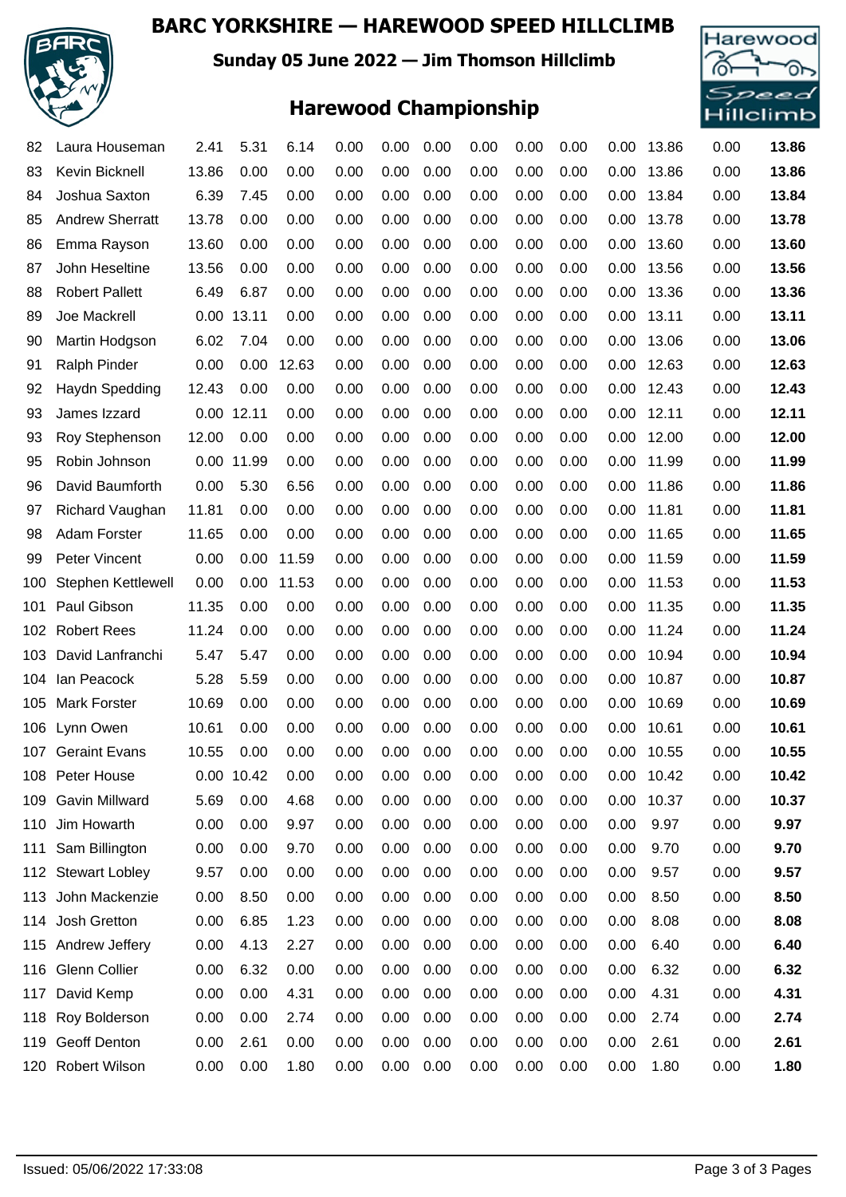# BARC YORKSHIRE — HAREWOOD SPEED HILLCLIMB

**Sunday 05 June 2022 — Jim Thomson Hillclimb**

## Harewood Championship

| | | | | | | | | | | | | | | |
|---|---|---|---|---|---|---|---|---|---|---|---|---|---|---|
| 82 | Laura Houseman | 2.41 | 5.31 | 6.14 | 0.00 | 0.00 | 0.00 | 0.00 | 0.00 | 0.00 | 0.00 | 13.86 | 0.00 | **13.86** |
| 83 | Kevin Bicknell | 13.86 | 0.00 | 0.00 | 0.00 | 0.00 | 0.00 | 0.00 | 0.00 | 0.00 | 0.00 | 13.86 | 0.00 | **13.86** |
| 84 | Joshua Saxton | 6.39 | 7.45 | 0.00 | 0.00 | 0.00 | 0.00 | 0.00 | 0.00 | 0.00 | 0.00 | 13.84 | 0.00 | **13.84** |
| 85 | Andrew Sherratt | 13.78 | 0.00 | 0.00 | 0.00 | 0.00 | 0.00 | 0.00 | 0.00 | 0.00 | 0.00 | 13.78 | 0.00 | **13.78** |
| 86 | Emma Rayson | 13.60 | 0.00 | 0.00 | 0.00 | 0.00 | 0.00 | 0.00 | 0.00 | 0.00 | 0.00 | 13.60 | 0.00 | **13.60** |
| 87 | John Heseltine | 13.56 | 0.00 | 0.00 | 0.00 | 0.00 | 0.00 | 0.00 | 0.00 | 0.00 | 0.00 | 13.56 | 0.00 | **13.56** |
| 88 | Robert Pallett | 6.49 | 6.87 | 0.00 | 0.00 | 0.00 | 0.00 | 0.00 | 0.00 | 0.00 | 0.00 | 13.36 | 0.00 | **13.36** |
| 89 | Joe Mackrell | 0.00 | 13.11 | 0.00 | 0.00 | 0.00 | 0.00 | 0.00 | 0.00 | 0.00 | 0.00 | 13.11 | 0.00 | **13.11** |
| 90 | Martin Hodgson | 6.02 | 7.04 | 0.00 | 0.00 | 0.00 | 0.00 | 0.00 | 0.00 | 0.00 | 0.00 | 13.06 | 0.00 | **13.06** |
| 91 | Ralph Pinder | 0.00 | 0.00 | 12.63 | 0.00 | 0.00 | 0.00 | 0.00 | 0.00 | 0.00 | 0.00 | 12.63 | 0.00 | **12.63** |
| 92 | Haydn Spedding | 12.43 | 0.00 | 0.00 | 0.00 | 0.00 | 0.00 | 0.00 | 0.00 | 0.00 | 0.00 | 12.43 | 0.00 | **12.43** |
| 93 | James Izzard | 0.00 | 12.11 | 0.00 | 0.00 | 0.00 | 0.00 | 0.00 | 0.00 | 0.00 | 0.00 | 12.11 | 0.00 | **12.11** |
| 93 | Roy Stephenson | 12.00 | 0.00 | 0.00 | 0.00 | 0.00 | 0.00 | 0.00 | 0.00 | 0.00 | 0.00 | 12.00 | 0.00 | **12.00** |
| 95 | Robin Johnson | 0.00 | 11.99 | 0.00 | 0.00 | 0.00 | 0.00 | 0.00 | 0.00 | 0.00 | 0.00 | 11.99 | 0.00 | **11.99** |
| 96 | David Baumforth | 0.00 | 5.30 | 6.56 | 0.00 | 0.00 | 0.00 | 0.00 | 0.00 | 0.00 | 0.00 | 11.86 | 0.00 | **11.86** |
| 97 | Richard Vaughan | 11.81 | 0.00 | 0.00 | 0.00 | 0.00 | 0.00 | 0.00 | 0.00 | 0.00 | 0.00 | 11.81 | 0.00 | **11.81** |
| 98 | Adam Forster | 11.65 | 0.00 | 0.00 | 0.00 | 0.00 | 0.00 | 0.00 | 0.00 | 0.00 | 0.00 | 11.65 | 0.00 | **11.65** |
| 99 | Peter Vincent | 0.00 | 0.00 | 11.59 | 0.00 | 0.00 | 0.00 | 0.00 | 0.00 | 0.00 | 0.00 | 11.59 | 0.00 | **11.59** |
| 100 | Stephen Kettlewell | 0.00 | 0.00 | 11.53 | 0.00 | 0.00 | 0.00 | 0.00 | 0.00 | 0.00 | 0.00 | 11.53 | 0.00 | **11.53** |
| 101 | Paul Gibson | 11.35 | 0.00 | 0.00 | 0.00 | 0.00 | 0.00 | 0.00 | 0.00 | 0.00 | 0.00 | 11.35 | 0.00 | **11.35** |
| 102 | Robert Rees | 11.24 | 0.00 | 0.00 | 0.00 | 0.00 | 0.00 | 0.00 | 0.00 | 0.00 | 0.00 | 11.24 | 0.00 | **11.24** |
| 103 | David Lanfranchi | 5.47 | 5.47 | 0.00 | 0.00 | 0.00 | 0.00 | 0.00 | 0.00 | 0.00 | 0.00 | 10.94 | 0.00 | **10.94** |
| 104 | Ian Peacock | 5.28 | 5.59 | 0.00 | 0.00 | 0.00 | 0.00 | 0.00 | 0.00 | 0.00 | 0.00 | 10.87 | 0.00 | **10.87** |
| 105 | Mark Forster | 10.69 | 0.00 | 0.00 | 0.00 | 0.00 | 0.00 | 0.00 | 0.00 | 0.00 | 0.00 | 10.69 | 0.00 | **10.69** |
| 106 | Lynn Owen | 10.61 | 0.00 | 0.00 | 0.00 | 0.00 | 0.00 | 0.00 | 0.00 | 0.00 | 0.00 | 10.61 | 0.00 | **10.61** |
| 107 | Geraint Evans | 10.55 | 0.00 | 0.00 | 0.00 | 0.00 | 0.00 | 0.00 | 0.00 | 0.00 | 0.00 | 10.55 | 0.00 | **10.55** |
| 108 | Peter House | 0.00 | 10.42 | 0.00 | 0.00 | 0.00 | 0.00 | 0.00 | 0.00 | 0.00 | 0.00 | 10.42 | 0.00 | **10.42** |
| 109 | Gavin Millward | 5.69 | 0.00 | 4.68 | 0.00 | 0.00 | 0.00 | 0.00 | 0.00 | 0.00 | 0.00 | 10.37 | 0.00 | **10.37** |
| 110 | Jim Howarth | 0.00 | 0.00 | 9.97 | 0.00 | 0.00 | 0.00 | 0.00 | 0.00 | 0.00 | 0.00 | 9.97 | 0.00 | **9.97** |
| 111 | Sam Billington | 0.00 | 0.00 | 9.70 | 0.00 | 0.00 | 0.00 | 0.00 | 0.00 | 0.00 | 0.00 | 9.70 | 0.00 | **9.70** |
| 112 | Stewart Lobley | 9.57 | 0.00 | 0.00 | 0.00 | 0.00 | 0.00 | 0.00 | 0.00 | 0.00 | 0.00 | 9.57 | 0.00 | **9.57** |
| 113 | John Mackenzie | 0.00 | 8.50 | 0.00 | 0.00 | 0.00 | 0.00 | 0.00 | 0.00 | 0.00 | 0.00 | 8.50 | 0.00 | **8.50** |
| 114 | Josh Gretton | 0.00 | 6.85 | 1.23 | 0.00 | 0.00 | 0.00 | 0.00 | 0.00 | 0.00 | 0.00 | 8.08 | 0.00 | **8.08** |
| 115 | Andrew Jeffery | 0.00 | 4.13 | 2.27 | 0.00 | 0.00 | 0.00 | 0.00 | 0.00 | 0.00 | 0.00 | 6.40 | 0.00 | **6.40** |
| 116 | Glenn Collier | 0.00 | 6.32 | 0.00 | 0.00 | 0.00 | 0.00 | 0.00 | 0.00 | 0.00 | 0.00 | 6.32 | 0.00 | **6.32** |
| 117 | David Kemp | 0.00 | 0.00 | 4.31 | 0.00 | 0.00 | 0.00 | 0.00 | 0.00 | 0.00 | 0.00 | 4.31 | 0.00 | **4.31** |
| 118 | Roy Bolderson | 0.00 | 0.00 | 2.74 | 0.00 | 0.00 | 0.00 | 0.00 | 0.00 | 0.00 | 0.00 | 2.74 | 0.00 | **2.74** |
| 119 | Geoff Denton | 0.00 | 2.61 | 0.00 | 0.00 | 0.00 | 0.00 | 0.00 | 0.00 | 0.00 | 0.00 | 2.61 | 0.00 | **2.61** |
| 120 | Robert Wilson | 0.00 | 0.00 | 1.80 | 0.00 | 0.00 | 0.00 | 0.00 | 0.00 | 0.00 | 0.00 | 1.80 | 0.00 | **1.80** |

Issued: 05/06/2022 17:33:08